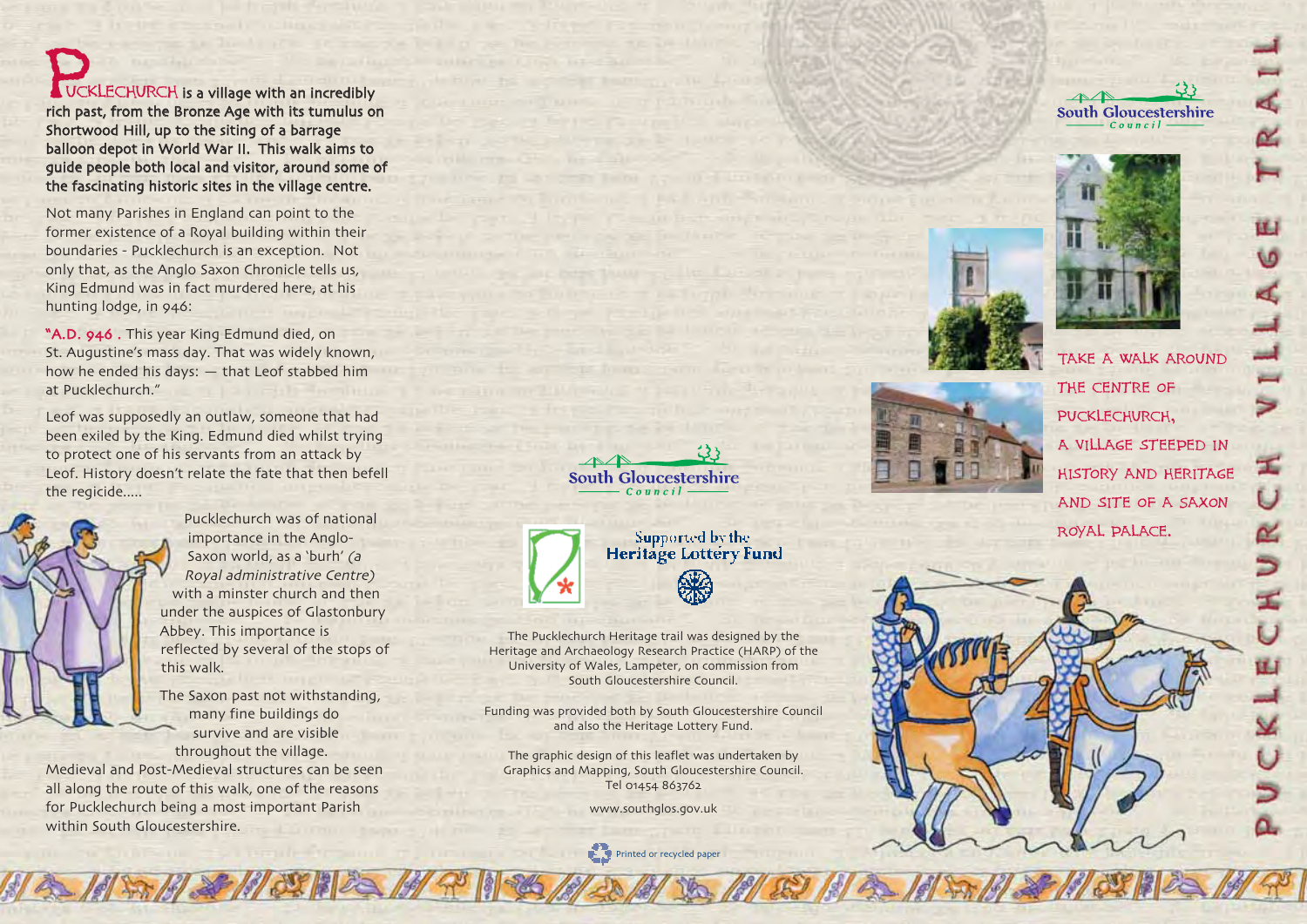# PUCKLECHURCH VILLAGE TRAIL

TAKE A WALK AROUND THE CENTRE OF PUCKLECHURCH, A VILLAGE STEEPED IN HISTORY AND HERITAGE AND SITE OF A SAXON ROYAL PALACE.

**PUCKLECHURCH is a village with an incredibly rich past, from the Bronze Age with its tumulus on Shortwood Hill, up to the siting of a barrage balloon depot in World War II. This walk aims to guide people both local and visitor, around some of the fascinating historic sites in the village centre.**

Not many Parishes in England can point to the former existence of a Royal building within their boundaries - Pucklechurch is an exception. Not only that, as the Anglo Saxon Chronicle tells us, King Edmund was in fact murdered here, at his hunting lodge, in 946:

"A.D. 946 . This year King Edmund died, on St. Augustine's mass day. That was widely known, how he ended his days: — that Leof stabbed him at Pucklechurch."

Leof was supposedly an outlaw, someone that had been exiled by the King. Edmund died whilst trying to protect one of his servants from an attack by Leof. History doesn't relate the fate that then befell the regicide.....

Pucklechurch was of national importance in the Anglo-Saxon world, as a 'burh' *(a Royal administrative Centre)* with a minster church and then under the auspices of Glastonbury Abbey. This importance is reflected by several of the stops of this walk.

The Saxon past not withstanding, many fine buildings do survive and are visible throughout the village. Medieval and Post-Medieval structures can be seen all along the route of this walk, one of the reasons for Pucklechurch being a most important Parish within South Gloucestershire.

South Gloucestershire Council

Supported by the Heritage Lottery Fund

The Pucklechurch Heritage trail was designed by the Heritage and Archaeology Research Practice (HARP) of the University of Wales, Lampeter, on commission from South Gloucestershire Council.

Funding was provided both by South Gloucestershire Council and also the Heritage Lottery Fund.

The graphic design of this leaflet was undertaken by Graphics and Mapping, South Gloucestershire Council. Tel 01454 863762

www.southglos.gov.uk

Printed on recycled paper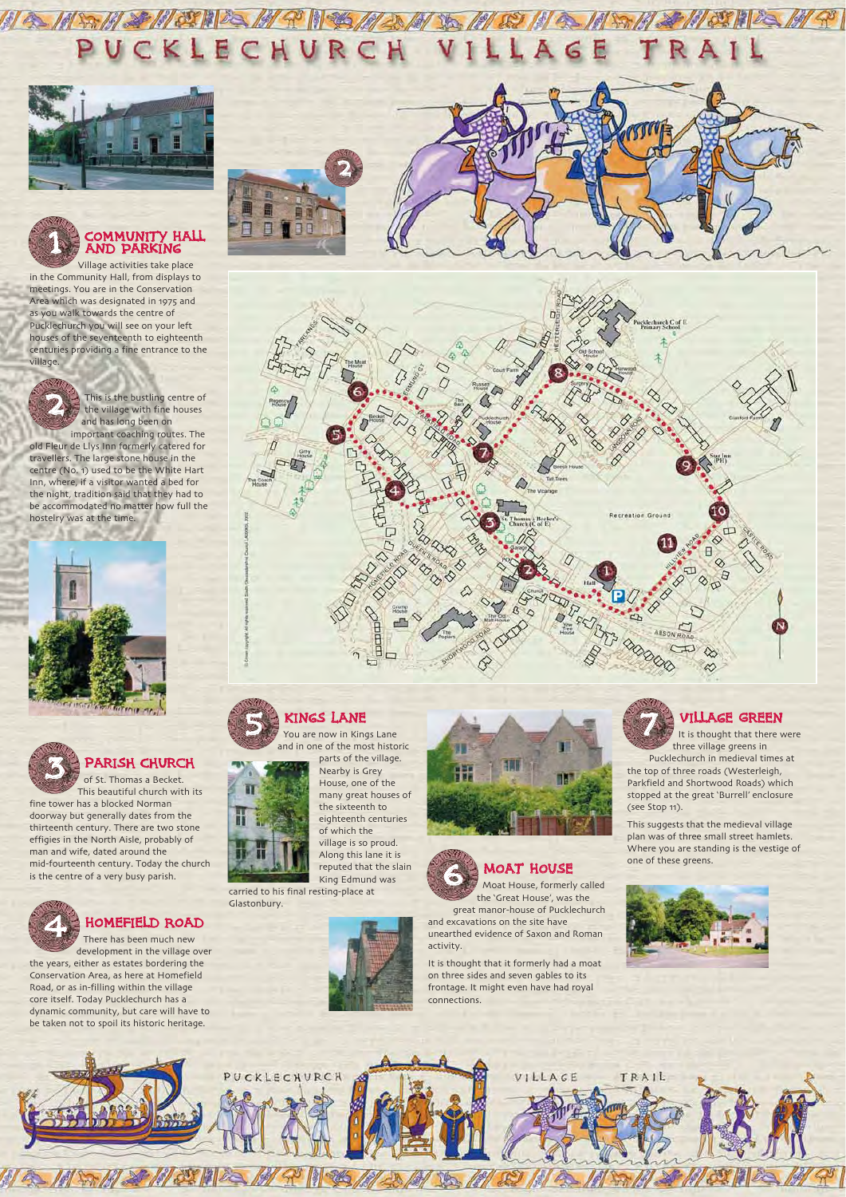# PUCKLECHURCH VILLAGE TRAIL

## 1 COMMUNITY HALL AND PARKING

Village activities take place in the Community Hall, from displays to meetings. You are in the Conservation Area which was designated in 1975 and as you walk towards the centre of Pucklechurch you will see on your left houses of the seventeenth to eighteenth centuries providing a fine entrance to the village.

## 2

This is the bustling centre of the village with fine houses and has long been on important coaching routes. The old Fleur de Llys Inn formerly catered for travellers. The large stone house in the centre (No. 1) used to be the White Hart Inn, where, if a visitor wanted a bed for the night, tradition said that they had to be accommodated no matter how full the hostelry was at the time.

## 3 PARISH CHURCH

of St. Thomas a Becket. This beautiful church with its fine tower has a blocked Norman doorway but generally dates from the thirteenth century. There are two stone effigies in the North Aisle, probably of man and wife, dated around the mid-fourteenth century. Today the church is the centre of a very busy parish.

## 4 HOMEFIELD ROAD

There has been much new development in the village over the years, either as estates bordering the Conservation Area, as here at Homefield Road, or as in-filling within the village core itself. Today Pucklechurch has a dynamic community, but care will have to be taken not to spoil its historic heritage.

## 5 KINGS LANE

You are now in Kings Lane and in one of the most historic parts of the village. Nearby is Grey House, one of the many great houses of the sixteenth to eighteenth centuries of which the village is so proud. Along this lane it is reputed that the slain King Edmund was carried to his final resting-place at Glastonbury.

## 6 MOAT HOUSE

Moat House, formerly called the 'Great House', was the great manor-house of Pucklechurch and excavations on the site have unearthed evidence of Saxon and Roman activity.

It is thought that it formerly had a moat on three sides and seven gables to its frontage. It might even have had royal connections.

## 7 VILLAGE GREEN

It is thought that there were three village greens in Pucklechurch in medieval times at the top of three roads (Westerleigh, Parkfield and Shortwood Roads) which stopped at the great 'Burrell' enclosure (see Stop 11).

This suggests that the medieval village plan was of three small street hamlets. Where you are standing is the vestige of one of these greens.

PUCKLECHURCH VILLAGE TRAIL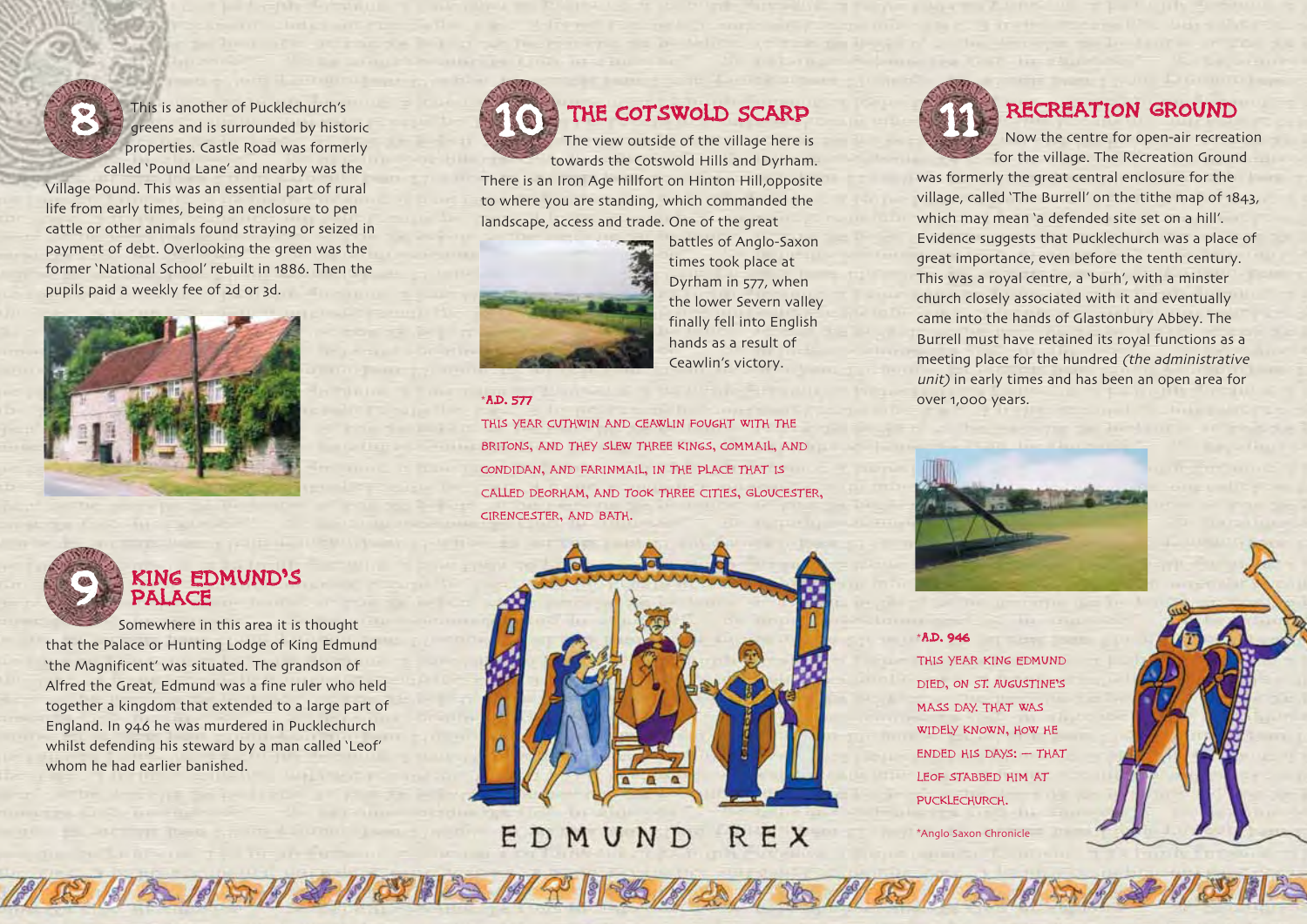## 8

This is another of Pucklechurch's greens and is surrounded by historic properties. Castle Road was formerly called 'Pound Lane' and nearby was the Village Pound. This was an essential part of rural life from early times, being an enclosure to pen cattle or other animals found straying or seized in payment of debt. Overlooking the green was the former 'National School' rebuilt in 1886. Then the pupils paid a weekly fee of 2d or 3d.

## 9 KING EDMUND'S PALACE

Somewhere in this area it is thought that the Palace or Hunting Lodge of King Edmund 'the Magnificent' was situated. The grandson of Alfred the Great, Edmund was a fine ruler who held together a kingdom that extended to a large part of England. In 946 he was murdered in Pucklechurch whilst defending his steward by a man called 'Leof' whom he had earlier banished.

## 10 THE COTSWOLD SCARP

The view outside of the village here is towards the Cotswold Hills and Dyrham. There is an Iron Age hillfort on Hinton Hill, opposite to where you are standing, which commanded the landscape, access and trade. One of the great battles of Anglo-Saxon times took place at Dyrham in 577, when the lower Severn valley finally fell into English hands as a result of Ceawlin's victory.

*A.D. 577

THIS YEAR CUTHWIN AND CEAWLIN FOUGHT WITH THE BRITONS, AND THEY SLEW THREE KINGS, COMMAIL, AND CONDIDAN, AND FARINMAIL, IN THE PLACE THAT IS CALLED DEORHAM, AND TOOK THREE CITIES, GLOUCESTER, CIRENCESTER, AND BATH.

EDMUND REX

## 11 RECREATION GROUND

Now the centre for open-air recreation for the village. The Recreation Ground was formerly the great central enclosure for the village, called 'The Burrell' on the tithe map of 1843, which may mean 'a defended site set on a hill'. Evidence suggests that Pucklechurch was a place of great importance, even before the tenth century. This was a royal centre, a 'burh', with a minster church closely associated with it and eventually came into the hands of Glastonbury Abbey. The Burrell must have retained its royal functions as a meeting place for the hundred *(the administrative unit)* in early times and has been an open area for over 1,000 years.

*A.D. 946

THIS YEAR KING EDMUND DIED, ON ST. AUGUSTINE'S MASS DAY. THAT WAS WIDELY KNOWN, HOW HE ENDED HIS DAYS: — THAT LEOF STABBED HIM AT PUCKLECHURCH.

*Anglo Saxon Chronicle